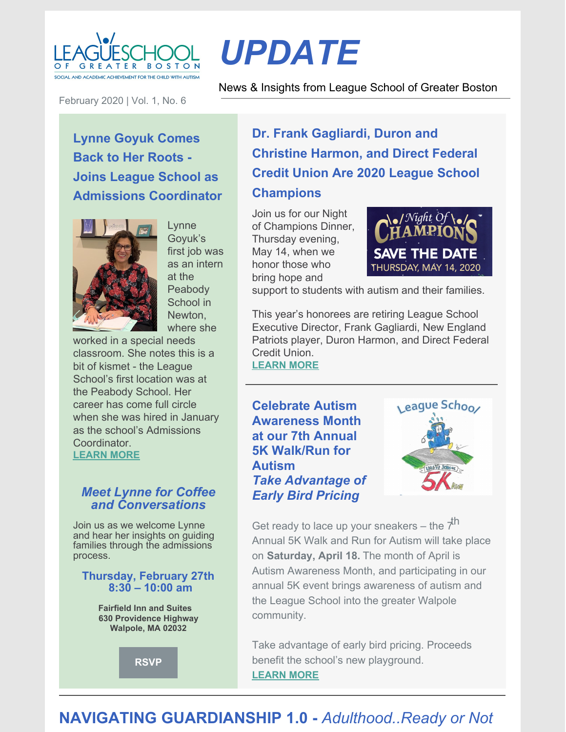# UPDATE

News & Insights from League School of Greater Boston

February 2020 | Vol. 1, No. 6

## Lynne Goyuk Comes Back to Her Roots - Joins League School as Admissions Coordinator

Lynne Goyuk's first job was as an intern at the Peabody School in Newton, where she worked in a special needs classroom. She notes this is a bit of kismet - the League School's first location was at the Peabody School. Her career has come full circle when she was hired in January as the school's Admissions Coordinator.

LEARN MORE

### *Meet Lynne for Coffee and Conversations*

Join us as we welcome Lynne and hear her insights on guiding families through the admissions process.

**Thursday, February 27th**
**8:30 – 10:00 am**

**Fairfield Inn and Suites**
**630 Providence Highway**
**Walpole, MA 02032**

RSVP

## Dr. Frank Gagliardi, Duron and Christine Harmon, and Direct Federal Credit Union Are 2020 League School Champions

Join us for our Night of Champions Dinner, Thursday evening, May 14, when we honor those who bring hope and support to students with autism and their families.

Night Of Champions
SAVE THE DATE
THURSDAY, MAY 14, 2020

This year's honorees are retiring League School Executive Director, Frank Gagliardi, New England Patriots player, Duron Harmon, and Direct Federal Credit Union.

LEARN MORE

## Celebrate Autism Awareness Month at our 7th Annual 5K Walk/Run for Autism

### *Take Advantage of Early Bird Pricing*

Get ready to lace up your sneakers – the 7th Annual 5K Walk and Run for Autism will take place on **Saturday, April 18.** The month of April is Autism Awareness Month, and participating in our annual 5K event brings awareness of autism and the League School into the greater Walpole community.

Take advantage of early bird pricing. Proceeds benefit the school's new playground.

LEARN MORE

## NAVIGATING GUARDIANSHIP 1.0 - *Adulthood..Ready or Not*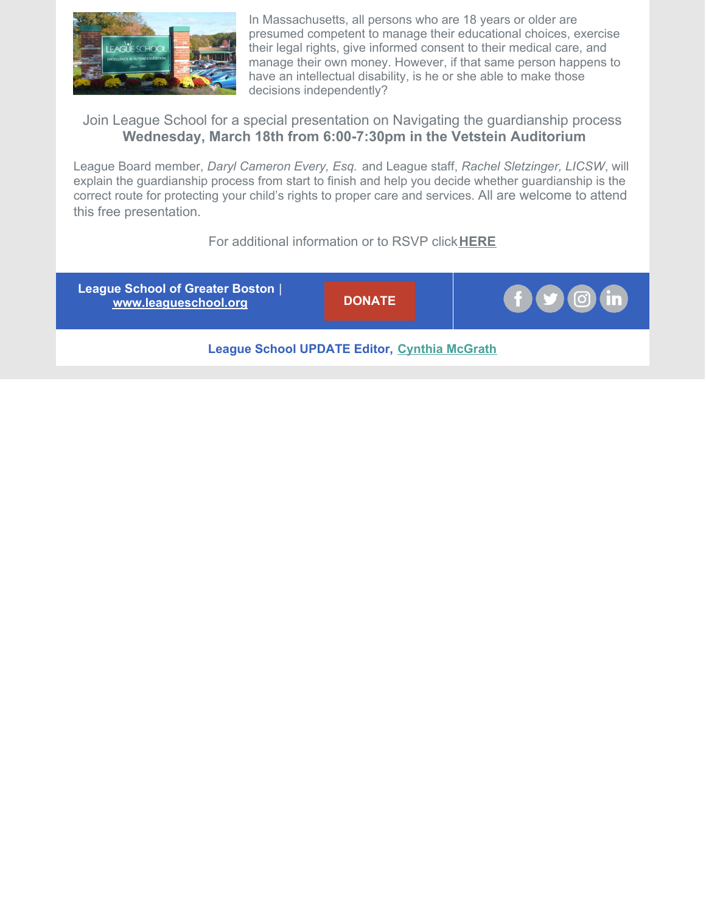In Massachusetts, all persons who are 18 years or older are presumed competent to manage their educational choices, exercise their legal rights, give informed consent to their medical care, and manage their own money. However, if that same person happens to have an intellectual disability, is he or she able to make those decisions independently?

Join League School for a special presentation on Navigating the guardianship process
**Wednesday, March 18th from 6:00-7:30pm in the Vetstein Auditorium**

League Board member, *Daryl Cameron Every, Esq.* and League staff, *Rachel Sletzinger, LICSW*, will explain the guardianship process from start to finish and help you decide whether guardianship is the correct route for protecting your child's rights to proper care and services. All are welcome to attend this free presentation.

For additional information or to RSVP click **HERE**

**League School of Greater Boston** | **www.leagueschool.org**

**DONATE**

**League School UPDATE Editor, Cynthia McGrath**